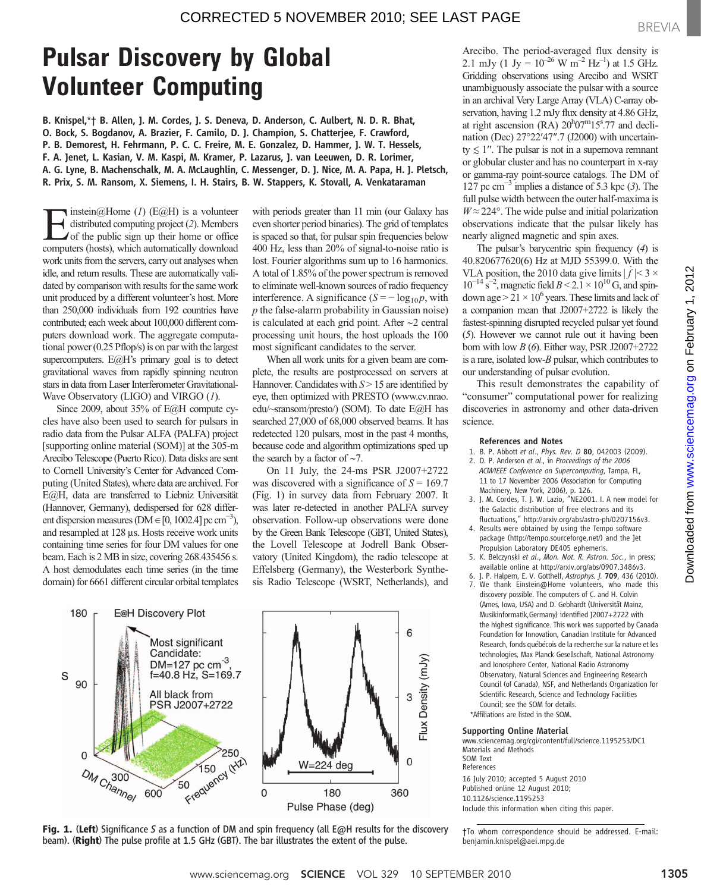CORRECTED 5 NOVEMBER 2010; SEE LAST PAGE

BREVIA

# Pulsar Discovery by Global Volunteer Computing

**B. Knispel,\*† B. Allen, J. M. Cordes, J. S. Deneva, D. Anderson, C. Aulbert, N. D. R. Bhat, O. Bock, S. Bogdanov, A. Brazier, F. Camilo, D. J. Champion, S. Chatterjee, F. Crawford, P. B. Demorest, H. Fehrmann, P. C. C. Freire, M. E. Gonzalez, D. Hammer, J. W. T. Hessels, F. A. Jenet, L. Kasian, V. M. Kaspi, M. Kramer, P. Lazarus, J. van Leeuwen, D. R. Lorimer, A. G. Lyne, B. Machenschalk, M. A. McLaughlin, C. Messenger, D. J. Nice, M. A. Papa, H. J. Pletsch, R. Prix, S. M. Ransom, X. Siemens, I. H. Stairs, B. W. Stappers, K. Stovall, A. Venkataraman**

Einstein@Home (1) (E@H) is a volunteer distributed computing project (2). Members of the public sign up their home or office computers (hosts), which automatically download work units from the servers, carry out analyses when idle, and return results. These are automatically validated by comparison with results for the same work unit produced by a different volunteer's host. More than 250,000 individuals from 192 countries have contributed; each week about 100,000 different computers download work. The aggregate computational power (0.25 Pflop/s) is on par with the largest supercomputers. E@H's primary goal is to detect gravitational waves from rapidly spinning neutron stars in data from Laser Interferometer Gravitational-Wave Observatory (LIGO) and VIRGO (1).

Since 2009, about 35% of E@H compute cycles have also been used to search for pulsars in radio data from the Pulsar ALFA (PALFA) project [supporting online material (SOM)] at the 305-m Arecibo Telescope (Puerto Rico). Data disks are sent to Cornell University's Center for Advanced Computing (United States), where data are archived. For E@H, data are transferred to Liebniz Universität (Hannover, Germany), dedispersed for 628 different dispersion measures (DM $\in$ [0, 1002.4] pc cm$^{-3}$), and resampled at 128 μs. Hosts receive work units containing time series for four DM values for one beam. Each is 2 MB in size, covering 268.435456 s. A host demodulates each time series (in the time domain) for 6661 different circular orbital templates with periods greater than 11 min (our Galaxy has even shorter period binaries). The grid of templates is spaced so that, for pulsar spin frequencies below 400 Hz, less than 20% of signal-to-noise ratio is lost. Fourier algorithms sum up to 16 harmonics. A total of 1.85% of the power spectrum is removed to eliminate well-known sources of radio frequency interference. A significance ($S = -\log_{10} p$, with $p$ the false-alarm probability in Gaussian noise) is calculated at each grid point. After ~2 central processing unit hours, the host uploads the 100 most significant candidates to the server.

When all work units for a given beam are complete, the results are postprocessed on servers at Hannover. Candidates with $S > 15$ are identified by eye, then optimized with PRESTO (www.cv.nrao.edu/~sransom/presto/) (SOM). To date E@H has searched 27,000 of 68,000 observed beams. It has redetected 120 pulsars, most in the past 4 months, because code and algorithm optimizations sped up the search by a factor of ~7.

On 11 July, the 24-ms PSR J2007+2722 was discovered with a significance of $S = 169.7$ (Fig. 1) in survey data from February 2007. It was later re-detected in another PALFA survey observation. Follow-up observations were done by the Green Bank Telescope (GBT, United States), the Lovell Telescope at Jodrell Bank Observatory (United Kingdom), the radio telescope at Effelsberg (Germany), the Westerbork Synthesis Radio Telescope (WSRT, Netherlands), and Arecibo. The period-averaged flux density is 2.1 mJy (1 Jy = $10^{-26}$ W m$^{-2}$ Hz$^{-1}$) at 1.5 GHz. Gridding observations using Arecibo and WSRT unambiguously associate the pulsar with a source in an archival Very Large Array (VLA) C-array observation, having 1.2 mJy flux density at 4.86 GHz, at right ascension (RA) $20^h07^m15^s.77$ and declination (Dec) 27°22′47″.7 (J2000) with uncertainty $\lesssim 1''$. The pulsar is not in a supernova remnant or globular cluster and has no counterpart in x-ray or gamma-ray point-source catalogs. The DM of 127 pc cm$^{-3}$ implies a distance of 5.3 kpc (3). The full pulse width between the outer half-maxima is $W \approx 224°$. The wide pulse and initial polarization observations indicate that the pulsar likely has nearly aligned magnetic and spin axes.

The pulsar's barycentric spin frequency (4) is 40.820677620(6) Hz at MJD 55399.0. With the VLA position, the 2010 data give limits $|\dot{f}| < 3 \times 10^{-14}$ s$^{-2}$, magnetic field $B < 2.1 \times 10^{10}$ G, and spin-down age $> 21 \times 10^6$ years. These limits and lack of a companion mean that J2007+2722 is likely the fastest-spinning disrupted recycled pulsar yet found (5). However we cannot rule out it having been born with low $B$ (6). Either way, PSR J2007+2722 is a rare, isolated low-$B$ pulsar, which contributes to our understanding of pulsar evolution.

This result demonstrates the capability of "consumer" computational power for realizing discoveries in astronomy and other data-driven science.

**Fig. 1.** (**Left**) Significance $S$ as a function of DM and spin frequency (all E@H results for the discovery beam). (**Right**) The pulse profile at 1.5 GHz (GBT). The bar illustrates the extent of the pulse.

### References and Notes

1. B. P. Abbott *et al.*, *Phys. Rev. D* **80**, 042003 (2009).
2. D. P. Anderson *et al.*, in *Proceedings of the 2006 ACM/IEEE Conference on Supercomputing*, Tampa, FL, 11 to 17 November 2006 (Association for Computing Machinery, New York, 2006), p. 126.
3. J. M. Cordes, T. J. W. Lazio, "NE2001. I. A new model for the Galactic distribution of free electrons and its fluctuations," http://arxiv.org/abs/astro-ph/0207156v3.
4. Results were obtained by using the Tempo software package (http://tempo.sourceforge.net/) and the Jet Propulsion Laboratory DE405 ephemeris.
5. K. Belczynski *et al.*, *Mon. Not. R. Astron. Soc.*, in press; available online at http://arxiv.org/abs/0907.3486v3.
6. J. P. Halpern, E. V. Gotthelf, *Astrophys. J.* **709**, 436 (2010).
7. We thank Einstein@Home volunteers, who made this discovery possible. The computers of C. and H. Colvin (Ames, Iowa, USA) and D. Gebhardt (Universität Mainz, Musikinformatik, Germany) identified J2007+2722 with the highest significance. This work was supported by Canada Foundation for Innovation, Canadian Institute for Advanced Research, fonds québécois de la recherche sur la nature et les technologies, Max Planck Gesellschaft, National Astronomy and Ionosphere Center, National Radio Astronomy Observatory, Natural Sciences and Engineering Research Council (of Canada), NSF, and Netherlands Organization for Scientific Research, Science and Technology Facilities Council; see the SOM for details.

\*Affiliations are listed in the SOM.

### Supporting Online Material

www.sciencemag.org/cgi/content/full/science.1195253/DC1
Materials and Methods
SOM Text
References

16 July 2010; accepted 5 August 2010
Published online 12 August 2010;
10.1126/science.1195253
Include this information when citing this paper.

†To whom correspondence should be addressed. E-mail: benjamin.knispel@aei.mpg.de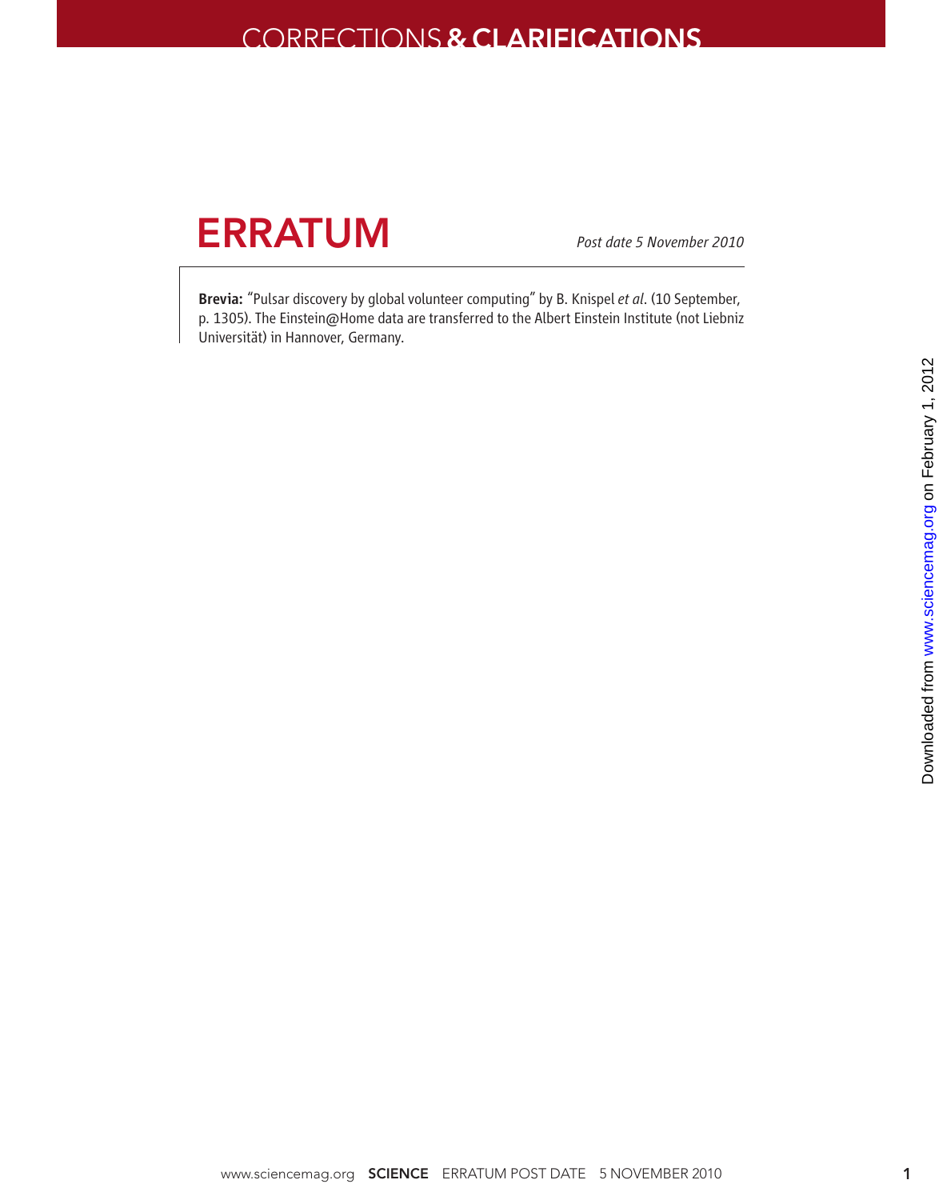# CORRECTIONS & CLARIFICATIONS

## ERRATUM

*Post date 5 November 2010*

**Brevia:** "Pulsar discovery by global volunteer computing" by B. Knispel *et al*. (10 September, p. 1305). The Einstein@Home data are transferred to the Albert Einstein Institute (not Liebniz Universität) in Hannover, Germany.